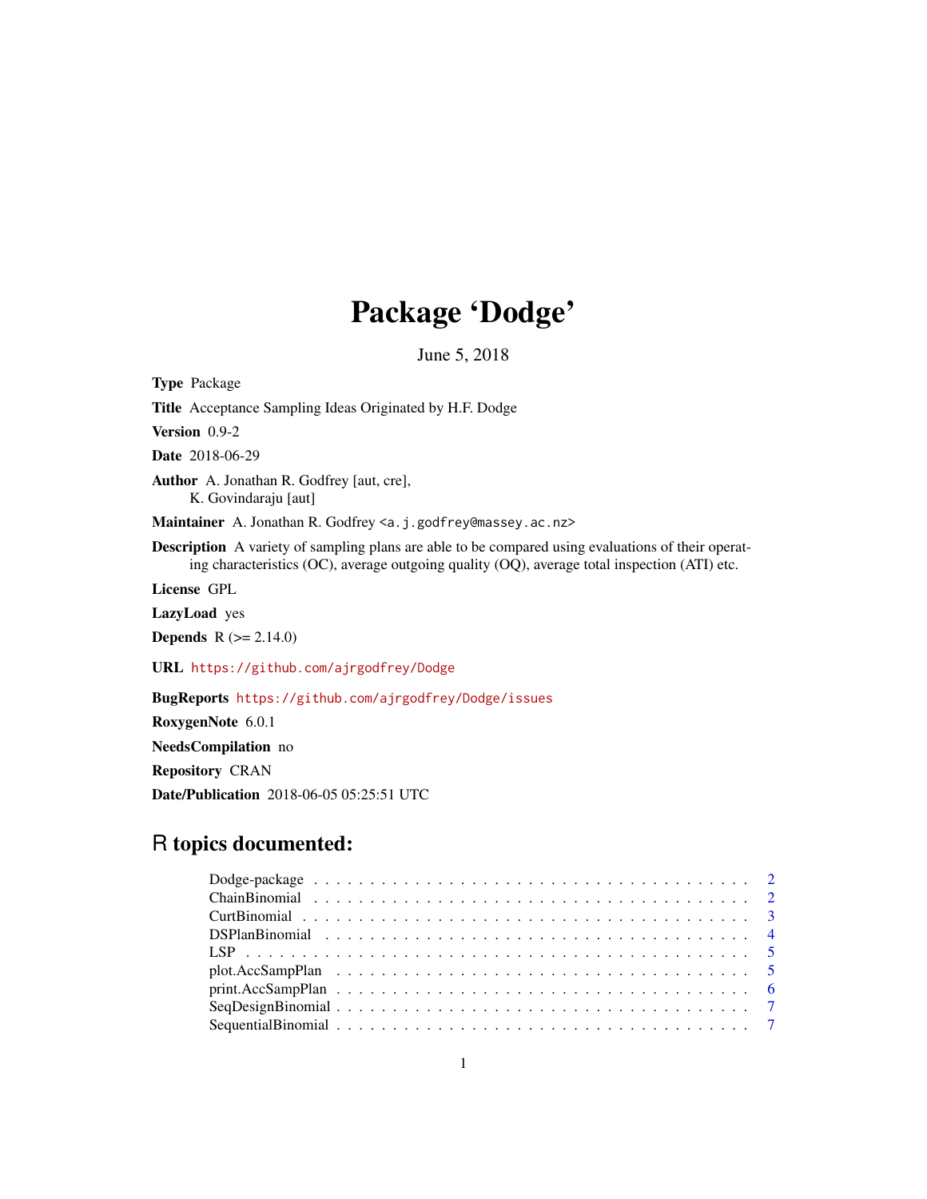# Package 'Dodge'

June 5, 2018

**Type** Package

**Title** Acceptance Sampling Ideas Originated by H.F. Dodge

**Version** 0.9-2

**Date** 2018-06-29

**Author** A. Jonathan R. Godfrey [aut, cre],
K. Govindaraju [aut]

**Maintainer** A. Jonathan R. Godfrey <a.j.godfrey@massey.ac.nz>

**Description** A variety of sampling plans are able to be compared using evaluations of their operating characteristics (OC), average outgoing quality (OQ), average total inspection (ATI) etc.

**License** GPL

**LazyLoad** yes

**Depends** R (>= 2.14.0)

**URL** https://github.com/ajrgodfrey/Dodge

**BugReports** https://github.com/ajrgodfrey/Dodge/issues

**RoxygenNote** 6.0.1

**NeedsCompilation** no

**Repository** CRAN

**Date/Publication** 2018-06-05 05:25:51 UTC

## R topics documented:

- Dodge-package . . . . . . . . . . 2
- ChainBinomial . . . . . . . . . . 2
- CurtBinomial . . . . . . . . . . 3
- DSPlanBinomial . . . . . . . . . . 4
- LSP . . . . . . . . . . 5
- plot.AccSampPlan . . . . . . . . . . 5
- print.AccSampPlan . . . . . . . . . . 6
- SeqDesignBinomial . . . . . . . . . . 7
- SequentialBinomial . . . . . . . . . . 7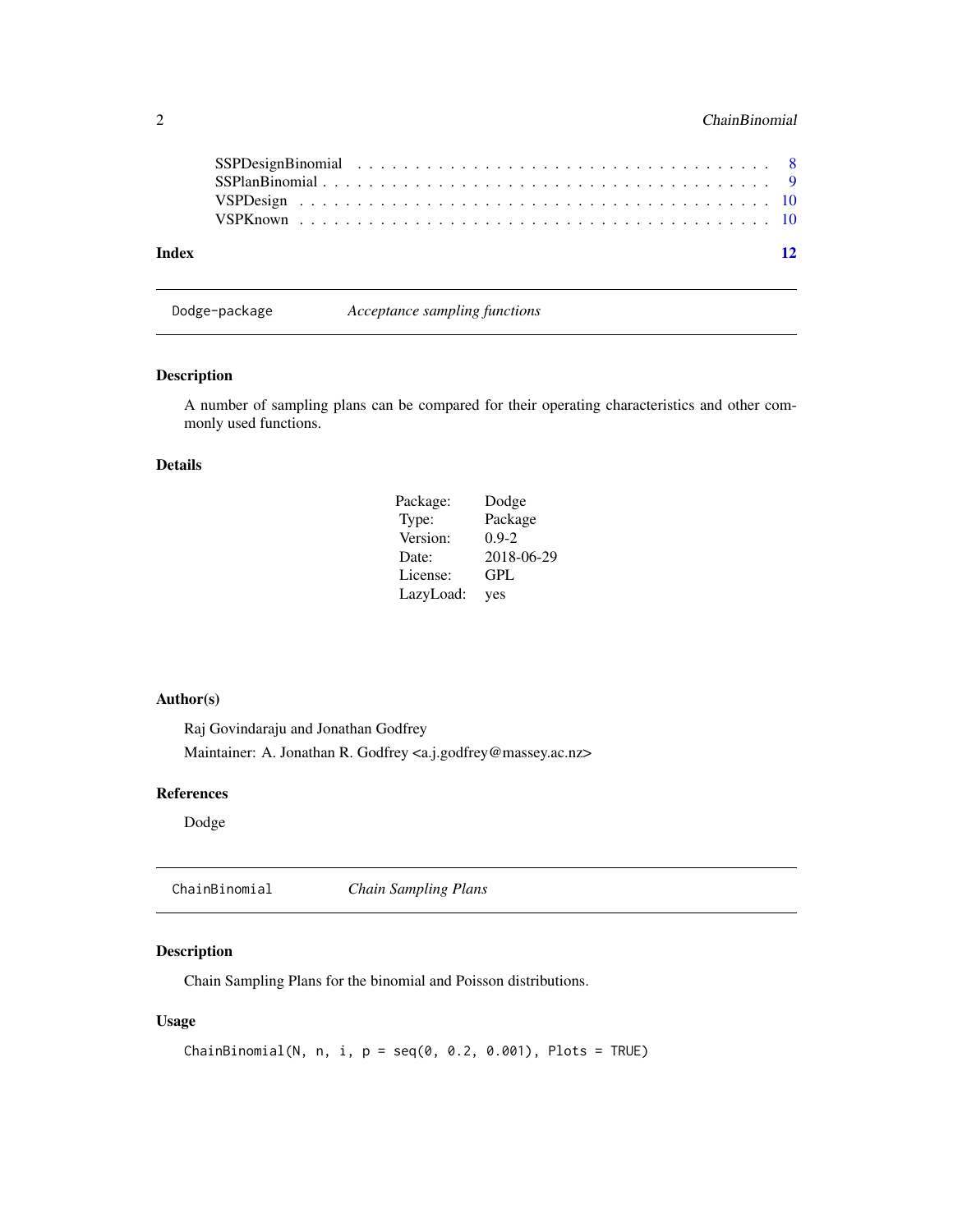| | |
|---|---|
| SSPDesignBinomial | 8 |
| SSPlanBinomial | 9 |
| VSPDesign | 10 |
| VSPKnown | 10 |

**Index** 12

---

## Dodge-package — *Acceptance sampling functions*

### Description

A number of sampling plans can be compared for their operating characteristics and other commonly used functions.

### Details

| | |
|---|---|
| Package: | Dodge |
| Type: | Package |
| Version: | 0.9-2 |
| Date: | 2018-06-29 |
| License: | GPL |
| LazyLoad: | yes |

### Author(s)

Raj Govindaraju and Jonathan Godfrey

Maintainer: A. Jonathan R. Godfrey <a.j.godfrey@massey.ac.nz>

### References

Dodge

---

## ChainBinomial — *Chain Sampling Plans*

### Description

Chain Sampling Plans for the binomial and Poisson distributions.

### Usage

```
ChainBinomial(N, n, i, p = seq(0, 0.2, 0.001), Plots = TRUE)
```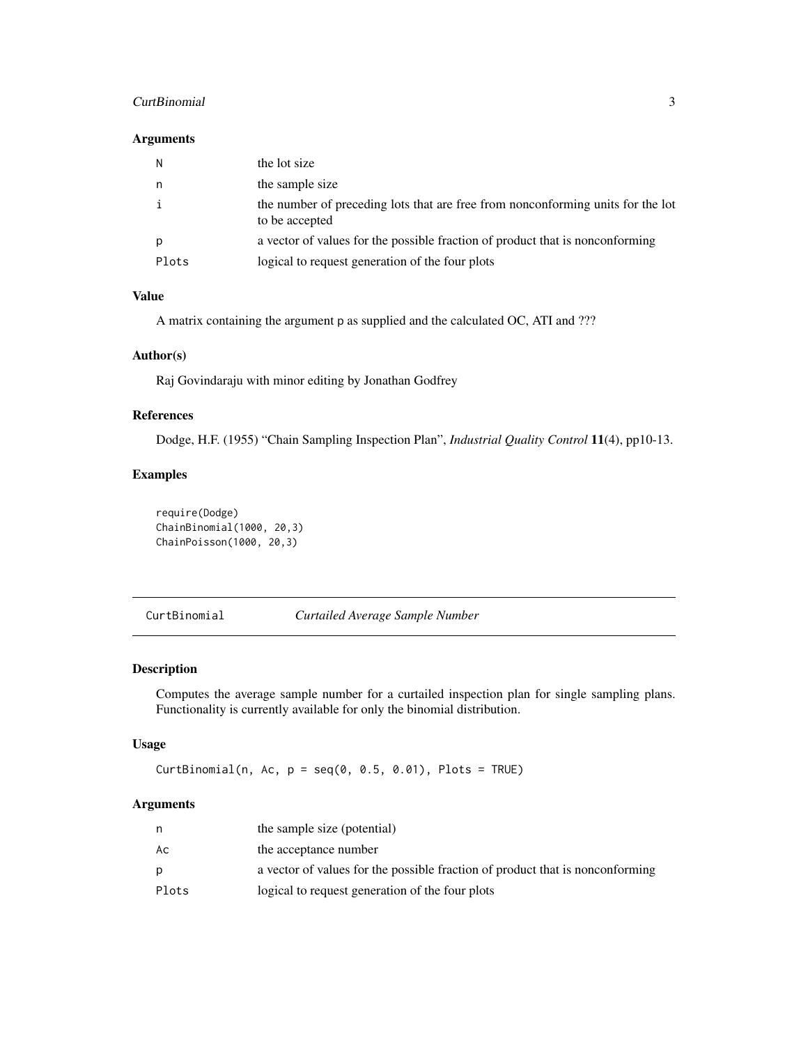### Arguments

| | |
|---|---|
| N | the lot size |
| n | the sample size |
| i | the number of preceding lots that are free from nonconforming units for the lot to be accepted |
| p | a vector of values for the possible fraction of product that is nonconforming |
| Plots | logical to request generation of the four plots |

### Value

A matrix containing the argument p as supplied and the calculated OC, ATI and ???

### Author(s)

Raj Govindaraju with minor editing by Jonathan Godfrey

### References

Dodge, H.F. (1955) "Chain Sampling Inspection Plan", *Industrial Quality Control* **11**(4), pp10-13.

### Examples

```
require(Dodge)
ChainBinomial(1000, 20,3)
ChainPoisson(1000, 20,3)
```

---

## CurtBinomial *Curtailed Average Sample Number*

### Description

Computes the average sample number for a curtailed inspection plan for single sampling plans. Functionality is currently available for only the binomial distribution.

### Usage

```
CurtBinomial(n, Ac, p = seq(0, 0.5, 0.01), Plots = TRUE)
```

### Arguments

| | |
|---|---|
| n | the sample size (potential) |
| Ac | the acceptance number |
| p | a vector of values for the possible fraction of product that is nonconforming |
| Plots | logical to request generation of the four plots |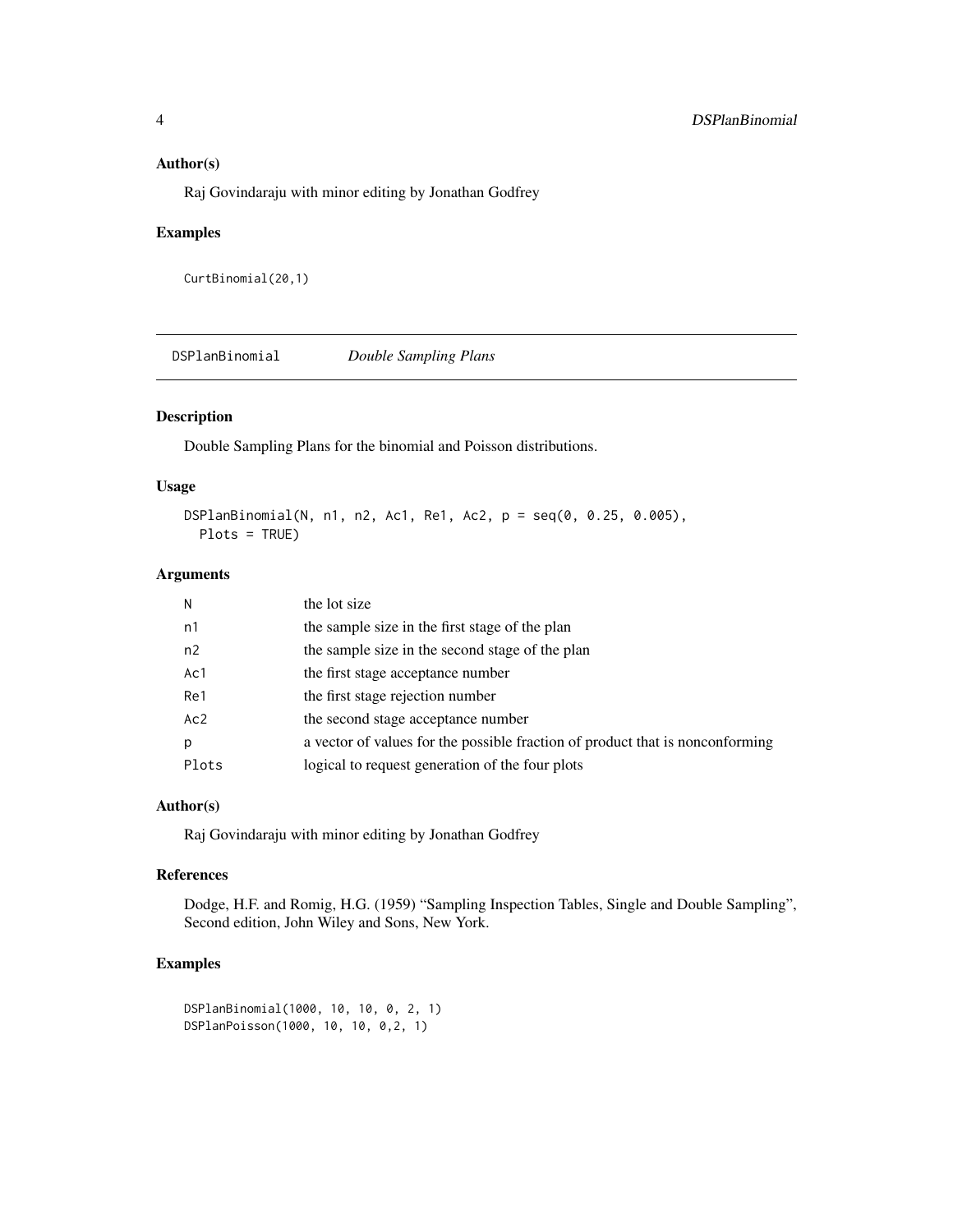### Author(s)

Raj Govindaraju with minor editing by Jonathan Godfrey

### Examples

```
CurtBinomial(20,1)
```

---

## DSPlanBinomial *Double Sampling Plans*

---

### Description

Double Sampling Plans for the binomial and Poisson distributions.

### Usage

```
DSPlanBinomial(N, n1, n2, Ac1, Re1, Ac2, p = seq(0, 0.25, 0.005),
  Plots = TRUE)
```

### Arguments

| | |
|---|---|
| N | the lot size |
| n1 | the sample size in the first stage of the plan |
| n2 | the sample size in the second stage of the plan |
| Ac1 | the first stage acceptance number |
| Re1 | the first stage rejection number |
| Ac2 | the second stage acceptance number |
| p | a vector of values for the possible fraction of product that is nonconforming |
| Plots | logical to request generation of the four plots |

### Author(s)

Raj Govindaraju with minor editing by Jonathan Godfrey

### References

Dodge, H.F. and Romig, H.G. (1959) "Sampling Inspection Tables, Single and Double Sampling", Second edition, John Wiley and Sons, New York.

### Examples

```
DSPlanBinomial(1000, 10, 10, 0, 2, 1)
DSPlanPoisson(1000, 10, 10, 0,2, 1)
```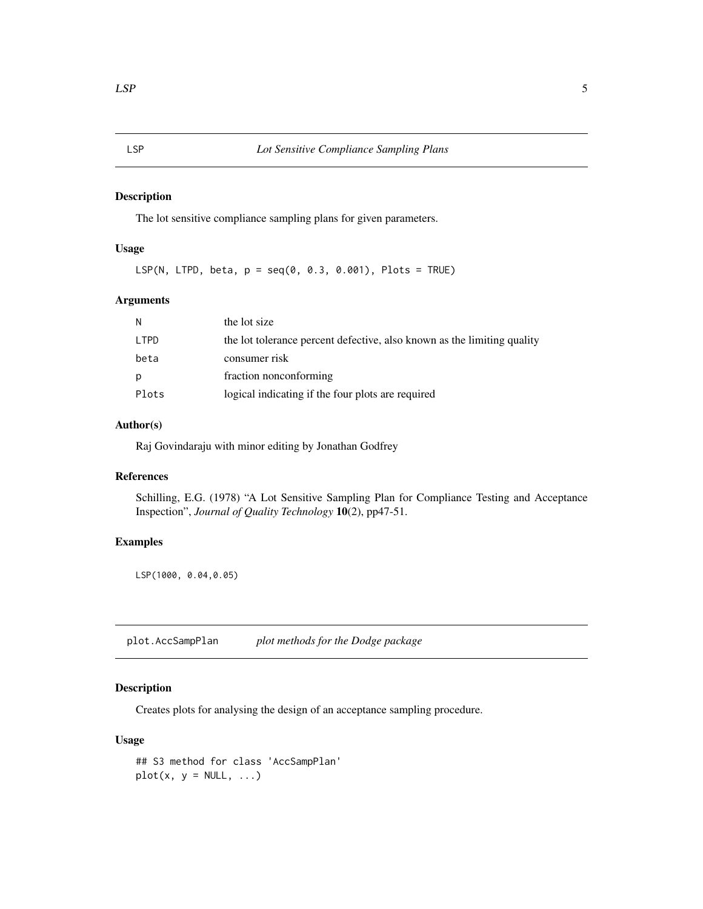## LSP — *Lot Sensitive Compliance Sampling Plans*

### Description

The lot sensitive compliance sampling plans for given parameters.

### Usage

```
LSP(N, LTPD, beta, p = seq(0, 0.3, 0.001), Plots = TRUE)
```

### Arguments

| | |
|---|---|
| N | the lot size |
| LTPD | the lot tolerance percent defective, also known as the limiting quality |
| beta | consumer risk |
| p | fraction nonconforming |
| Plots | logical indicating if the four plots are required |

### Author(s)

Raj Govindaraju with minor editing by Jonathan Godfrey

### References

Schilling, E.G. (1978) "A Lot Sensitive Sampling Plan for Compliance Testing and Acceptance Inspection", *Journal of Quality Technology* **10**(2), pp47-51.

### Examples

```
LSP(1000, 0.04,0.05)
```

## plot.AccSampPlan — *plot methods for the Dodge package*

### Description

Creates plots for analysing the design of an acceptance sampling procedure.

### Usage

```
## S3 method for class 'AccSampPlan'
plot(x, y = NULL, ...)
```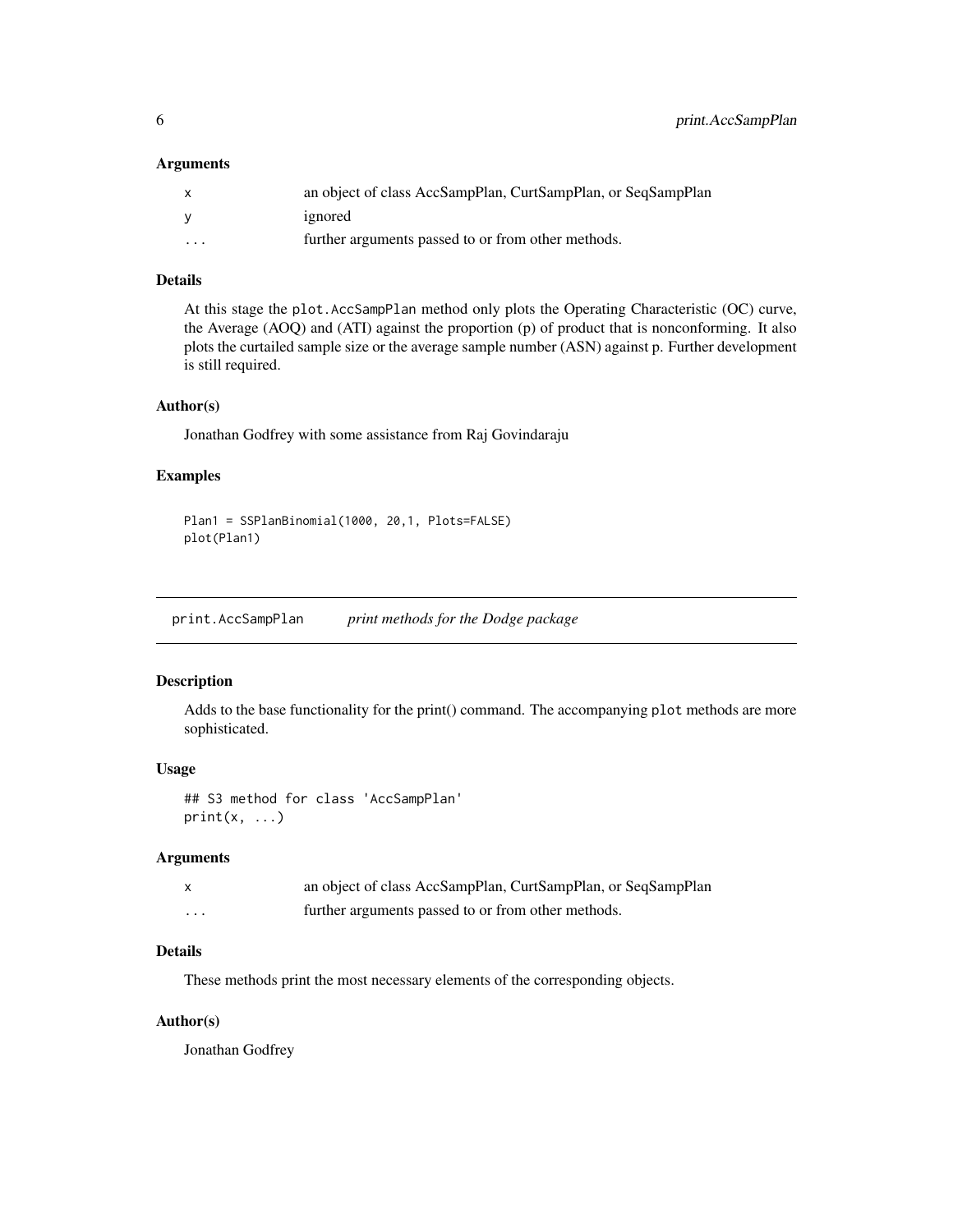### Arguments

| | |
|---|---|
| x | an object of class AccSampPlan, CurtSampPlan, or SeqSampPlan |
| y | ignored |
| ... | further arguments passed to or from other methods. |

### Details

At this stage the `plot.AccSampPlan` method only plots the Operating Characteristic (OC) curve, the Average (AOQ) and (ATI) against the proportion (p) of product that is nonconforming. It also plots the curtailed sample size or the average sample number (ASN) against p. Further development is still required.

### Author(s)

Jonathan Godfrey with some assistance from Raj Govindaraju

### Examples

```
Plan1 = SSPlanBinomial(1000, 20,1, Plots=FALSE)
plot(Plan1)
```

---

## print.AccSampPlan *print methods for the Dodge package*

---

### Description

Adds to the base functionality for the print() command. The accompanying `plot` methods are more sophisticated.

### Usage

```
## S3 method for class 'AccSampPlan'
print(x, ...)
```

### Arguments

| | |
|---|---|
| x | an object of class AccSampPlan, CurtSampPlan, or SeqSampPlan |
| ... | further arguments passed to or from other methods. |

### Details

These methods print the most necessary elements of the corresponding objects.

### Author(s)

Jonathan Godfrey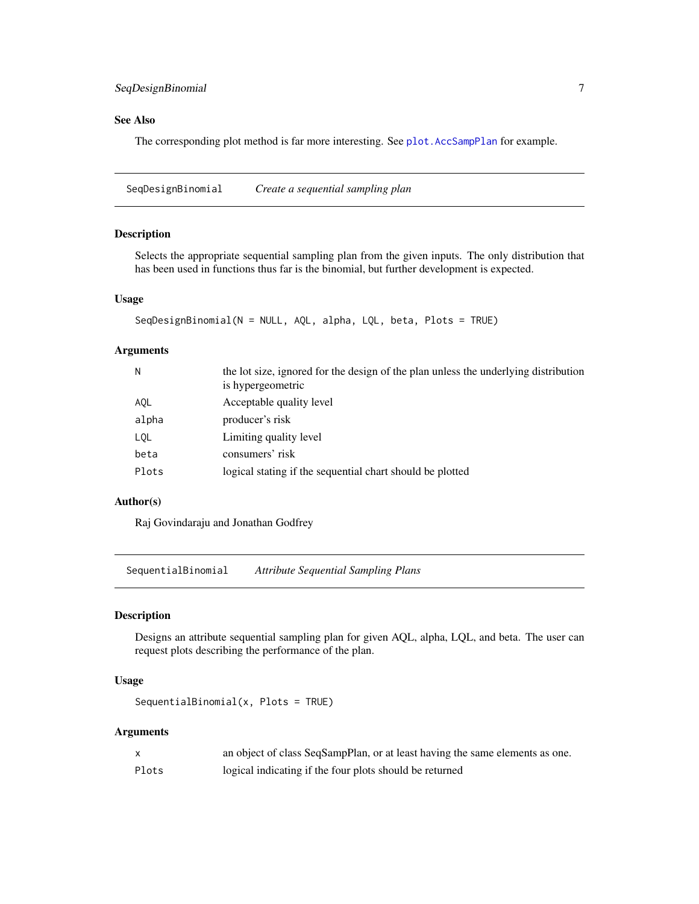## See Also

The corresponding plot method is far more interesting. See `plot.AccSampPlan` for example.

---

## SeqDesignBinomial — *Create a sequential sampling plan*

### Description

Selects the appropriate sequential sampling plan from the given inputs. The only distribution that has been used in functions thus far is the binomial, but further development is expected.

### Usage

```
SeqDesignBinomial(N = NULL, AQL, alpha, LQL, beta, Plots = TRUE)
```

### Arguments

| | |
|---|---|
| `N` | the lot size, ignored for the design of the plan unless the underlying distribution is hypergeometric |
| `AQL` | Acceptable quality level |
| `alpha` | producer's risk |
| `LQL` | Limiting quality level |
| `beta` | consumers' risk |
| `Plots` | logical stating if the sequential chart should be plotted |

### Author(s)

Raj Govindaraju and Jonathan Godfrey

---

## SequentialBinomial — *Attribute Sequential Sampling Plans*

### Description

Designs an attribute sequential sampling plan for given AQL, alpha, LQL, and beta. The user can request plots describing the performance of the plan.

### Usage

```
SequentialBinomial(x, Plots = TRUE)
```

### Arguments

| | |
|---|---|
| `x` | an object of class SeqSampPlan, or at least having the same elements as one. |
| `Plots` | logical indicating if the four plots should be returned |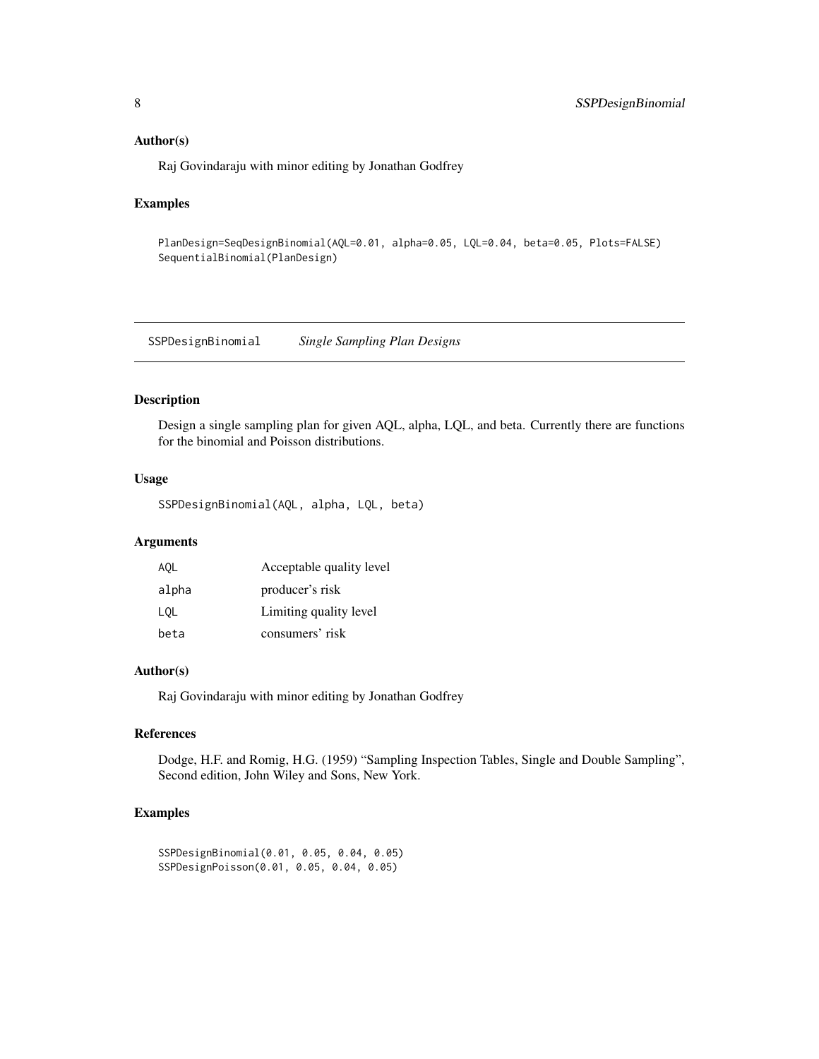## Author(s)

Raj Govindaraju with minor editing by Jonathan Godfrey

## Examples

```
PlanDesign=SeqDesignBinomial(AQL=0.01, alpha=0.05, LQL=0.04, beta=0.05, Plots=FALSE)
SequentialBinomial(PlanDesign)
```

---

# SSPDesignBinomial *Single Sampling Plan Designs*

---

## Description

Design a single sampling plan for given AQL, alpha, LQL, and beta. Currently there are functions for the binomial and Poisson distributions.

## Usage

```
SSPDesignBinomial(AQL, alpha, LQL, beta)
```

## Arguments

| | |
|---|---|
| AQL | Acceptable quality level |
| alpha | producer's risk |
| LQL | Limiting quality level |
| beta | consumers' risk |

## Author(s)

Raj Govindaraju with minor editing by Jonathan Godfrey

## References

Dodge, H.F. and Romig, H.G. (1959) "Sampling Inspection Tables, Single and Double Sampling", Second edition, John Wiley and Sons, New York.

## Examples

```
SSPDesignBinomial(0.01, 0.05, 0.04, 0.05)
SSPDesignPoisson(0.01, 0.05, 0.04, 0.05)
```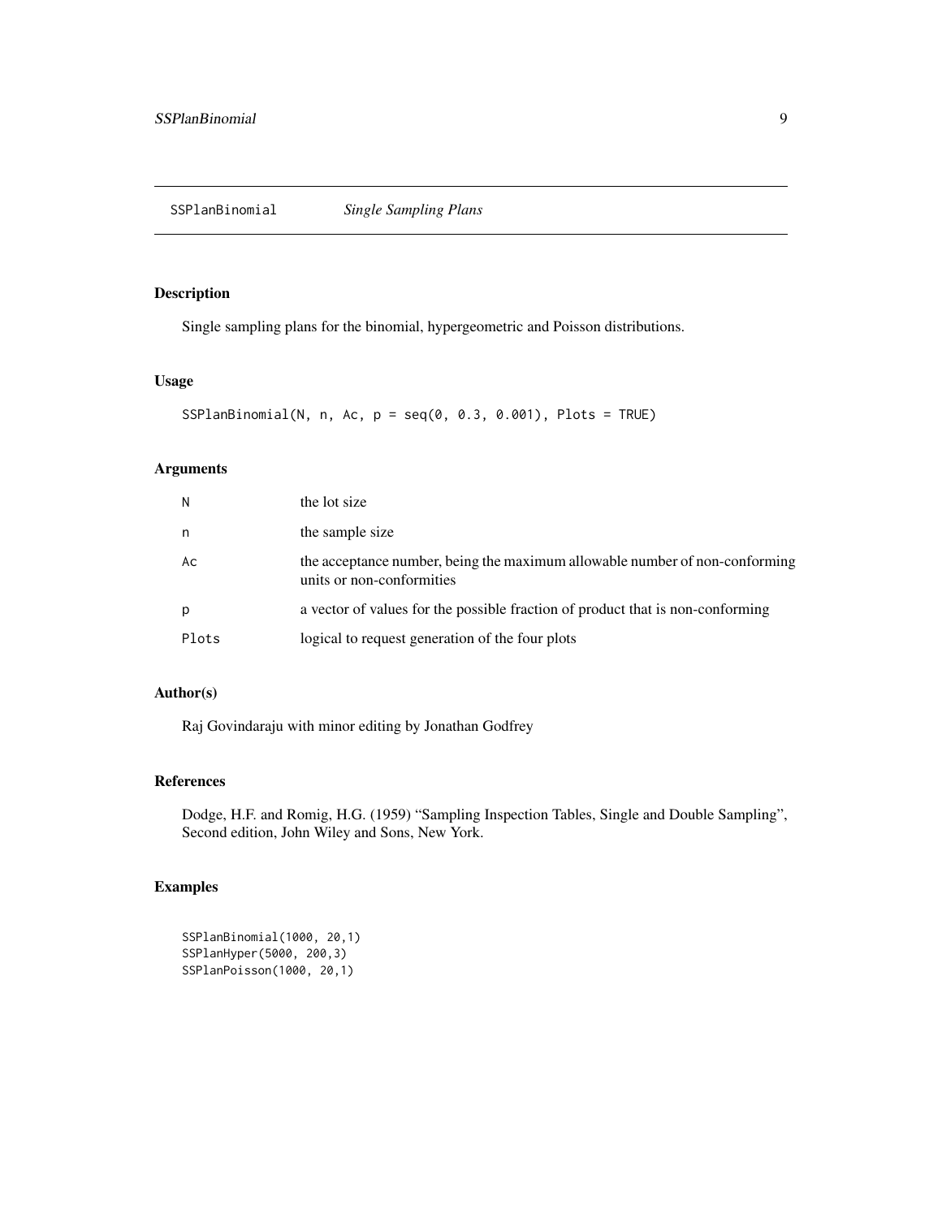# SSPlanBinomial — *Single Sampling Plans*

## Description

Single sampling plans for the binomial, hypergeometric and Poisson distributions.

## Usage

```
SSPlanBinomial(N, n, Ac, p = seq(0, 0.3, 0.001), Plots = TRUE)
```

## Arguments

| | |
|---|---|
| N | the lot size |
| n | the sample size |
| Ac | the acceptance number, being the maximum allowable number of non-conforming units or non-conformities |
| p | a vector of values for the possible fraction of product that is non-conforming |
| Plots | logical to request generation of the four plots |

## Author(s)

Raj Govindaraju with minor editing by Jonathan Godfrey

## References

Dodge, H.F. and Romig, H.G. (1959) "Sampling Inspection Tables, Single and Double Sampling", Second edition, John Wiley and Sons, New York.

## Examples

```
SSPlanBinomial(1000, 20,1)
SSPlanHyper(5000, 200,3)
SSPlanPoisson(1000, 20,1)
```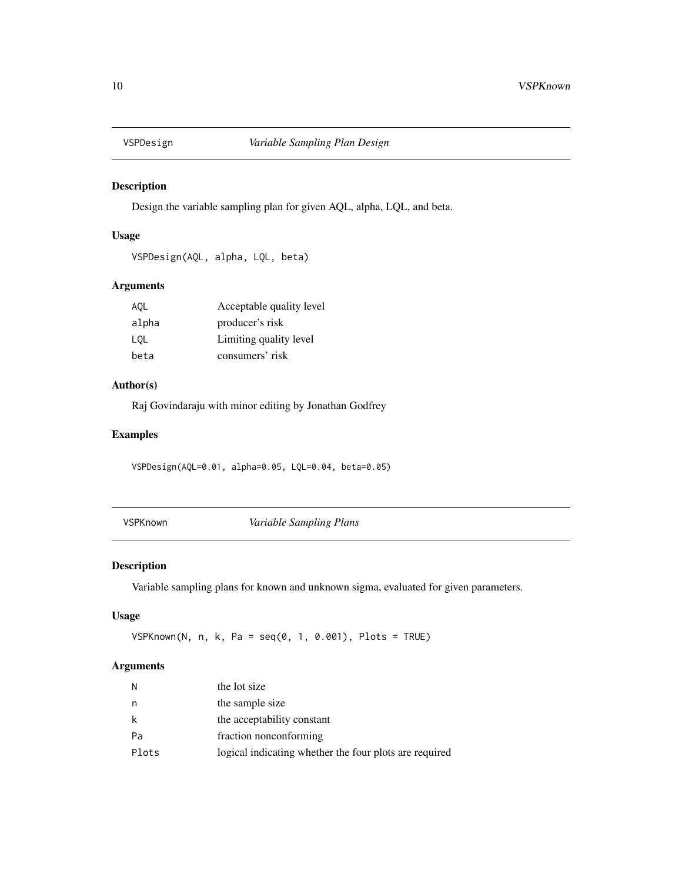## VSPDesign — *Variable Sampling Plan Design*

### Description

Design the variable sampling plan for given AQL, alpha, LQL, and beta.

### Usage

```
VSPDesign(AQL, alpha, LQL, beta)
```

### Arguments

| | |
|---|---|
| AQL | Acceptable quality level |
| alpha | producer's risk |
| LQL | Limiting quality level |
| beta | consumers' risk |

### Author(s)

Raj Govindaraju with minor editing by Jonathan Godfrey

### Examples

```
VSPDesign(AQL=0.01, alpha=0.05, LQL=0.04, beta=0.05)
```

## VSPKnown — *Variable Sampling Plans*

### Description

Variable sampling plans for known and unknown sigma, evaluated for given parameters.

### Usage

```
VSPKnown(N, n, k, Pa = seq(0, 1, 0.001), Plots = TRUE)
```

### Arguments

| | |
|---|---|
| N | the lot size |
| n | the sample size |
| k | the acceptability constant |
| Pa | fraction nonconforming |
| Plots | logical indicating whether the four plots are required |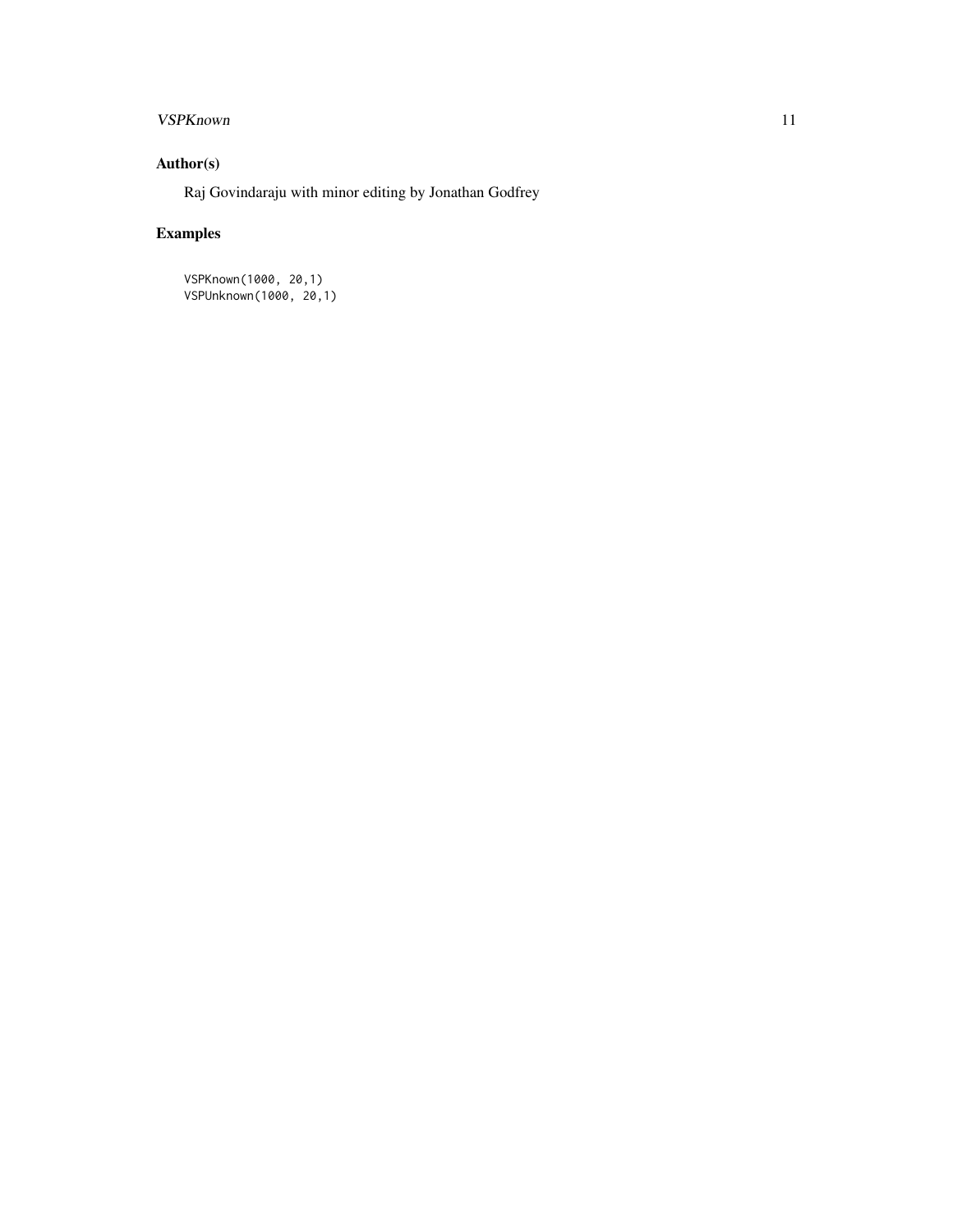## Author(s)

Raj Govindaraju with minor editing by Jonathan Godfrey

## Examples

```
VSPKnown(1000, 20,1)
VSPUnknown(1000, 20,1)
```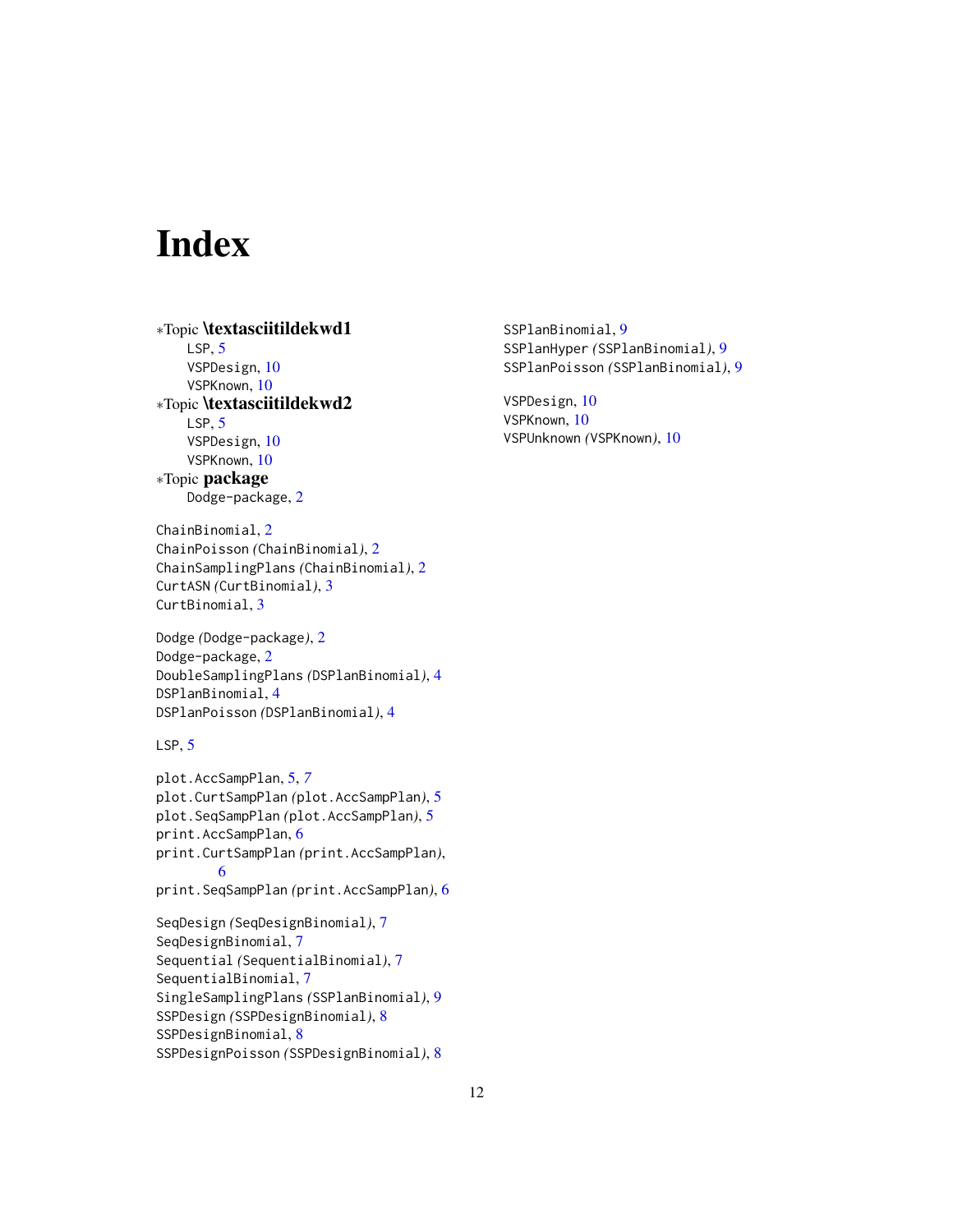# Index

∗Topic **\textasciitildekwd1**
  LSP, 5
  VSPDesign, 10
  VSPKnown, 10
∗Topic **\textasciitildekwd2**
  LSP, 5
  VSPDesign, 10
  VSPKnown, 10
∗Topic **package**
  Dodge-package, 2

ChainBinomial, 2
ChainPoisson *(ChainBinomial)*, 2
ChainSamplingPlans *(ChainBinomial)*, 2
CurtASN *(CurtBinomial)*, 3
CurtBinomial, 3

Dodge *(Dodge-package)*, 2
Dodge-package, 2
DoubleSamplingPlans *(DSPlanBinomial)*, 4
DSPlanBinomial, 4
DSPlanPoisson *(DSPlanBinomial)*, 4

LSP, 5

plot.AccSampPlan, 5, *7*
plot.CurtSampPlan *(plot.AccSampPlan)*, 5
plot.SeqSampPlan *(plot.AccSampPlan)*, 5
print.AccSampPlan, 6
print.CurtSampPlan *(print.AccSampPlan)*, 6
print.SeqSampPlan *(print.AccSampPlan)*, 6

SeqDesign *(SeqDesignBinomial)*, 7
SeqDesignBinomial, 7
Sequential *(SequentialBinomial)*, 7
SequentialBinomial, 7
SingleSamplingPlans *(SSPlanBinomial)*, 9
SSPDesign *(SSPDesignBinomial)*, 8
SSPDesignBinomial, 8
SSPDesignPoisson *(SSPDesignBinomial)*, 8
SSPlanBinomial, 9
SSPlanHyper *(SSPlanBinomial)*, 9
SSPlanPoisson *(SSPlanBinomial)*, 9

VSPDesign, 10
VSPKnown, 10
VSPUnknown *(VSPKnown)*, 10